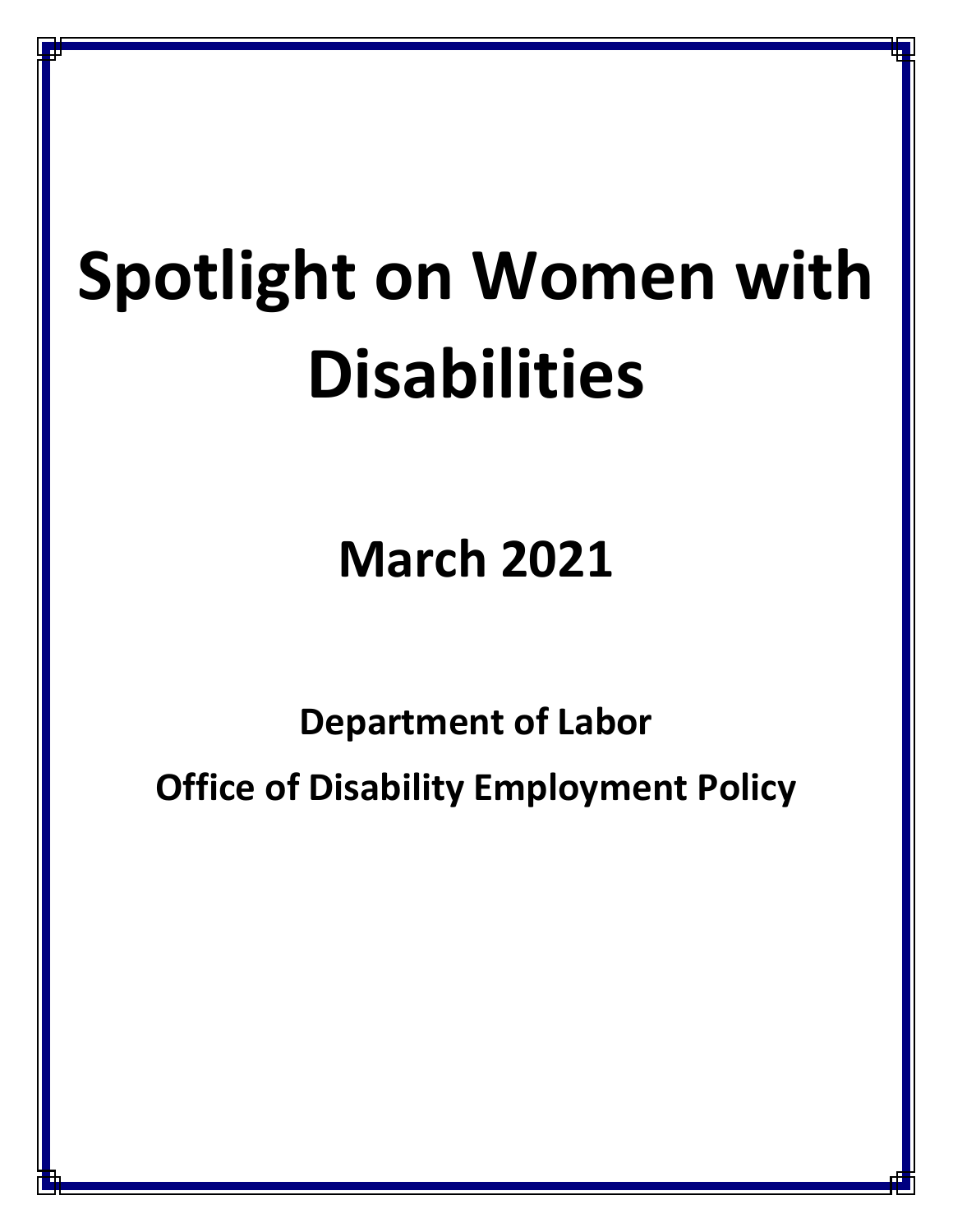# Spotlight on Women with Disabilities

## March 2021

**Department of Labor**

**Office of Disability Employment Policy**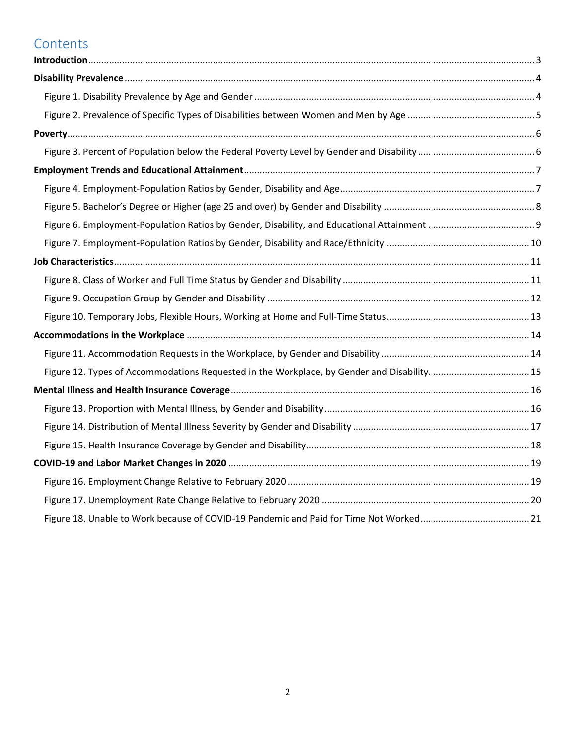# Contents

**Introduction** ........ 3

**Disability Prevalence** ........ 4

- Figure 1. Disability Prevalence by Age and Gender ........ 4
- Figure 2. Prevalence of Specific Types of Disabilities between Women and Men by Age ........ 5

**Poverty** ........ 6

- Figure 3. Percent of Population below the Federal Poverty Level by Gender and Disability ........ 6

**Employment Trends and Educational Attainment** ........ 7

- Figure 4. Employment-Population Ratios by Gender, Disability and Age ........ 7
- Figure 5. Bachelor's Degree or Higher (age 25 and over) by Gender and Disability ........ 8
- Figure 6. Employment-Population Ratios by Gender, Disability, and Educational Attainment ........ 9
- Figure 7. Employment-Population Ratios by Gender, Disability and Race/Ethnicity ........ 10

**Job Characteristics** ........ 11

- Figure 8. Class of Worker and Full Time Status by Gender and Disability ........ 11
- Figure 9. Occupation Group by Gender and Disability ........ 12
- Figure 10. Temporary Jobs, Flexible Hours, Working at Home and Full-Time Status ........ 13

**Accommodations in the Workplace** ........ 14

- Figure 11. Accommodation Requests in the Workplace, by Gender and Disability ........ 14
- Figure 12. Types of Accommodations Requested in the Workplace, by Gender and Disability ........ 15

**Mental Illness and Health Insurance Coverage** ........ 16

- Figure 13. Proportion with Mental Illness, by Gender and Disability ........ 16
- Figure 14. Distribution of Mental Illness Severity by Gender and Disability ........ 17
- Figure 15. Health Insurance Coverage by Gender and Disability ........ 18

**COVID-19 and Labor Market Changes in 2020** ........ 19

- Figure 16. Employment Change Relative to February 2020 ........ 19
- Figure 17. Unemployment Rate Change Relative to February 2020 ........ 20
- Figure 18. Unable to Work because of COVID-19 Pandemic and Paid for Time Not Worked ........ 21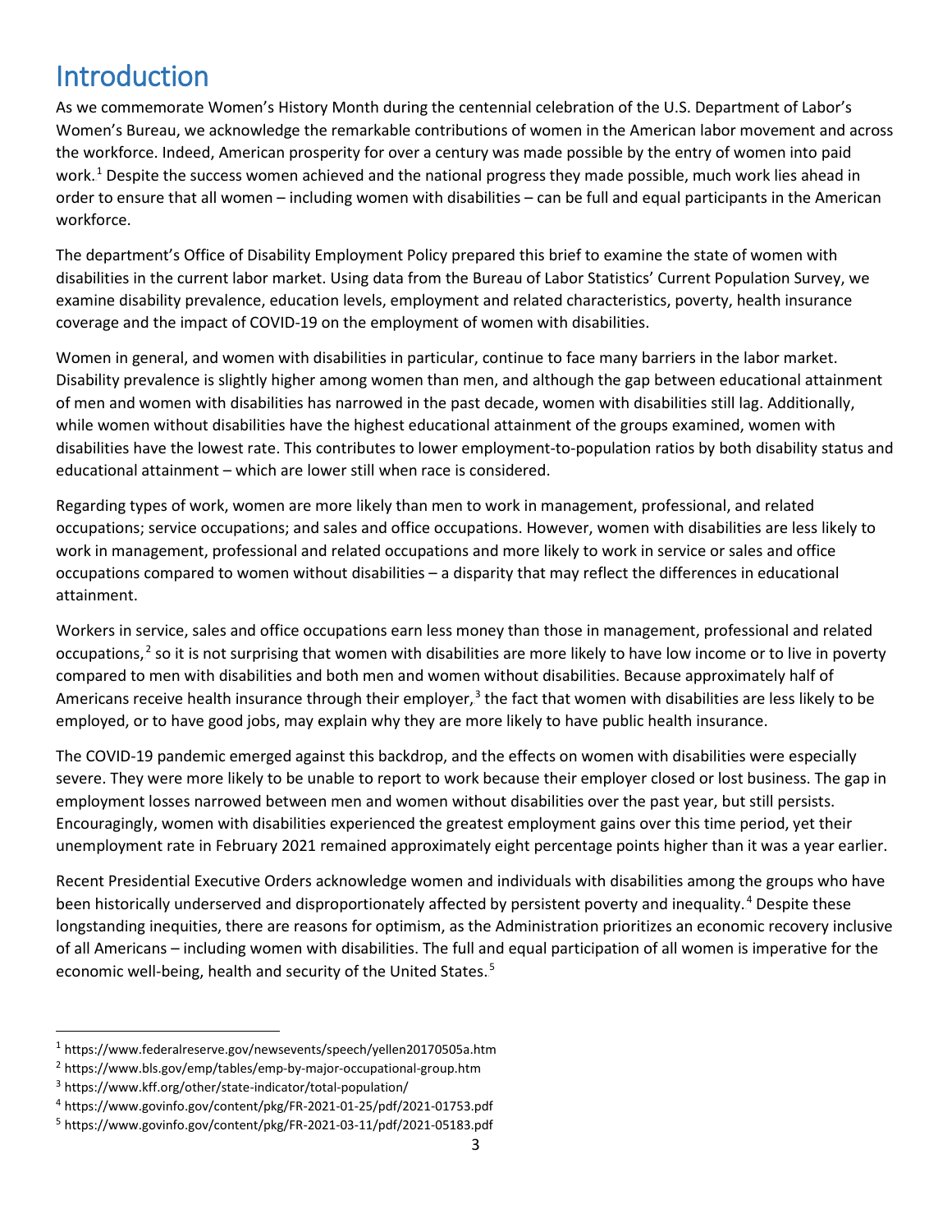# Introduction

As we commemorate Women's History Month during the centennial celebration of the U.S. Department of Labor's Women's Bureau, we acknowledge the remarkable contributions of women in the American labor movement and across the workforce. Indeed, American prosperity for over a century was made possible by the entry of women into paid work.[1] Despite the success women achieved and the national progress they made possible, much work lies ahead in order to ensure that all women – including women with disabilities – can be full and equal participants in the American workforce.

The department's Office of Disability Employment Policy prepared this brief to examine the state of women with disabilities in the current labor market. Using data from the Bureau of Labor Statistics' Current Population Survey, we examine disability prevalence, education levels, employment and related characteristics, poverty, health insurance coverage and the impact of COVID-19 on the employment of women with disabilities.

Women in general, and women with disabilities in particular, continue to face many barriers in the labor market. Disability prevalence is slightly higher among women than men, and although the gap between educational attainment of men and women with disabilities has narrowed in the past decade, women with disabilities still lag. Additionally, while women without disabilities have the highest educational attainment of the groups examined, women with disabilities have the lowest rate. This contributes to lower employment-to-population ratios by both disability status and educational attainment – which are lower still when race is considered.

Regarding types of work, women are more likely than men to work in management, professional, and related occupations; service occupations; and sales and office occupations. However, women with disabilities are less likely to work in management, professional and related occupations and more likely to work in service or sales and office occupations compared to women without disabilities – a disparity that may reflect the differences in educational attainment.

Workers in service, sales and office occupations earn less money than those in management, professional and related occupations,[2] so it is not surprising that women with disabilities are more likely to have low income or to live in poverty compared to men with disabilities and both men and women without disabilities. Because approximately half of Americans receive health insurance through their employer,[3] the fact that women with disabilities are less likely to be employed, or to have good jobs, may explain why they are more likely to have public health insurance.

The COVID-19 pandemic emerged against this backdrop, and the effects on women with disabilities were especially severe. They were more likely to be unable to report to work because their employer closed or lost business. The gap in employment losses narrowed between men and women without disabilities over the past year, but still persists. Encouragingly, women with disabilities experienced the greatest employment gains over this time period, yet their unemployment rate in February 2021 remained approximately eight percentage points higher than it was a year earlier.

Recent Presidential Executive Orders acknowledge women and individuals with disabilities among the groups who have been historically underserved and disproportionately affected by persistent poverty and inequality.[4] Despite these longstanding inequities, there are reasons for optimism, as the Administration prioritizes an economic recovery inclusive of all Americans – including women with disabilities. The full and equal participation of all women is imperative for the economic well-being, health and security of the United States.[5]

---

[1] https://www.federalreserve.gov/newsevents/speech/yellen20170505a.htm

[2] https://www.bls.gov/emp/tables/emp-by-major-occupational-group.htm

[3] https://www.kff.org/other/state-indicator/total-population/

[4] https://www.govinfo.gov/content/pkg/FR-2021-01-25/pdf/2021-01753.pdf

[5] https://www.govinfo.gov/content/pkg/FR-2021-03-11/pdf/2021-05183.pdf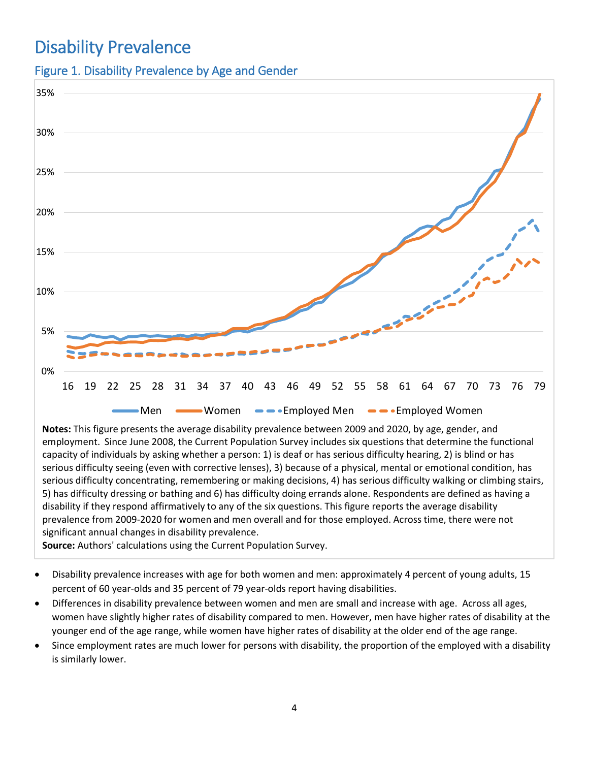# Disability Prevalence

## Figure 1. Disability Prevalence by Age and Gender

**Notes:** This figure presents the average disability prevalence between 2009 and 2020, by age, gender, and employment. Since June 2008, the Current Population Survey includes six questions that determine the functional capacity of individuals by asking whether a person: 1) is deaf or has serious difficulty hearing, 2) is blind or has serious difficulty seeing (even with corrective lenses), 3) because of a physical, mental or emotional condition, has serious difficulty concentrating, remembering or making decisions, 4) has serious difficulty walking or climbing stairs, 5) has difficulty dressing or bathing and 6) has difficulty doing errands alone. Respondents are defined as having a disability if they respond affirmatively to any of the six questions. This figure reports the average disability prevalence from 2009-2020 for women and men overall and for those employed. Across time, there were not significant annual changes in disability prevalence.

**Source:** Authors' calculations using the Current Population Survey.

- Disability prevalence increases with age for both women and men: approximately 4 percent of young adults, 15 percent of 60 year-olds and 35 percent of 79 year-olds report having disabilities.
- Differences in disability prevalence between women and men are small and increase with age. Across all ages, women have slightly higher rates of disability compared to men. However, men have higher rates of disability at the younger end of the age range, while women have higher rates of disability at the older end of the age range.
- Since employment rates are much lower for persons with disability, the proportion of the employed with a disability is similarly lower.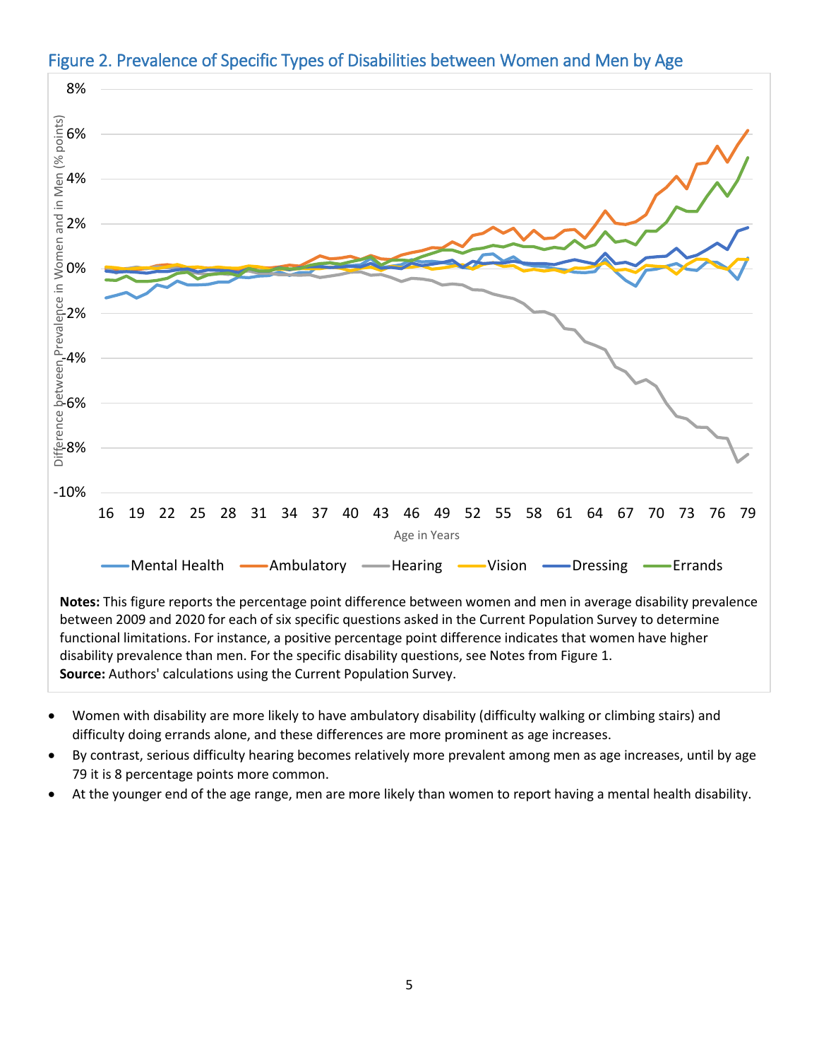## Figure 2. Prevalence of Specific Types of Disabilities between Women and Men by Age

**Notes:** This figure reports the percentage point difference between women and men in average disability prevalence between 2009 and 2020 for each of six specific questions asked in the Current Population Survey to determine functional limitations. For instance, a positive percentage point difference indicates that women have higher disability prevalence than men. For the specific disability questions, see Notes from Figure 1.
**Source:** Authors' calculations using the Current Population Survey.

- Women with disability are more likely to have ambulatory disability (difficulty walking or climbing stairs) and difficulty doing errands alone, and these differences are more prominent as age increases.
- By contrast, serious difficulty hearing becomes relatively more prevalent among men as age increases, until by age 79 it is 8 percentage points more common.
- At the younger end of the age range, men are more likely than women to report having a mental health disability.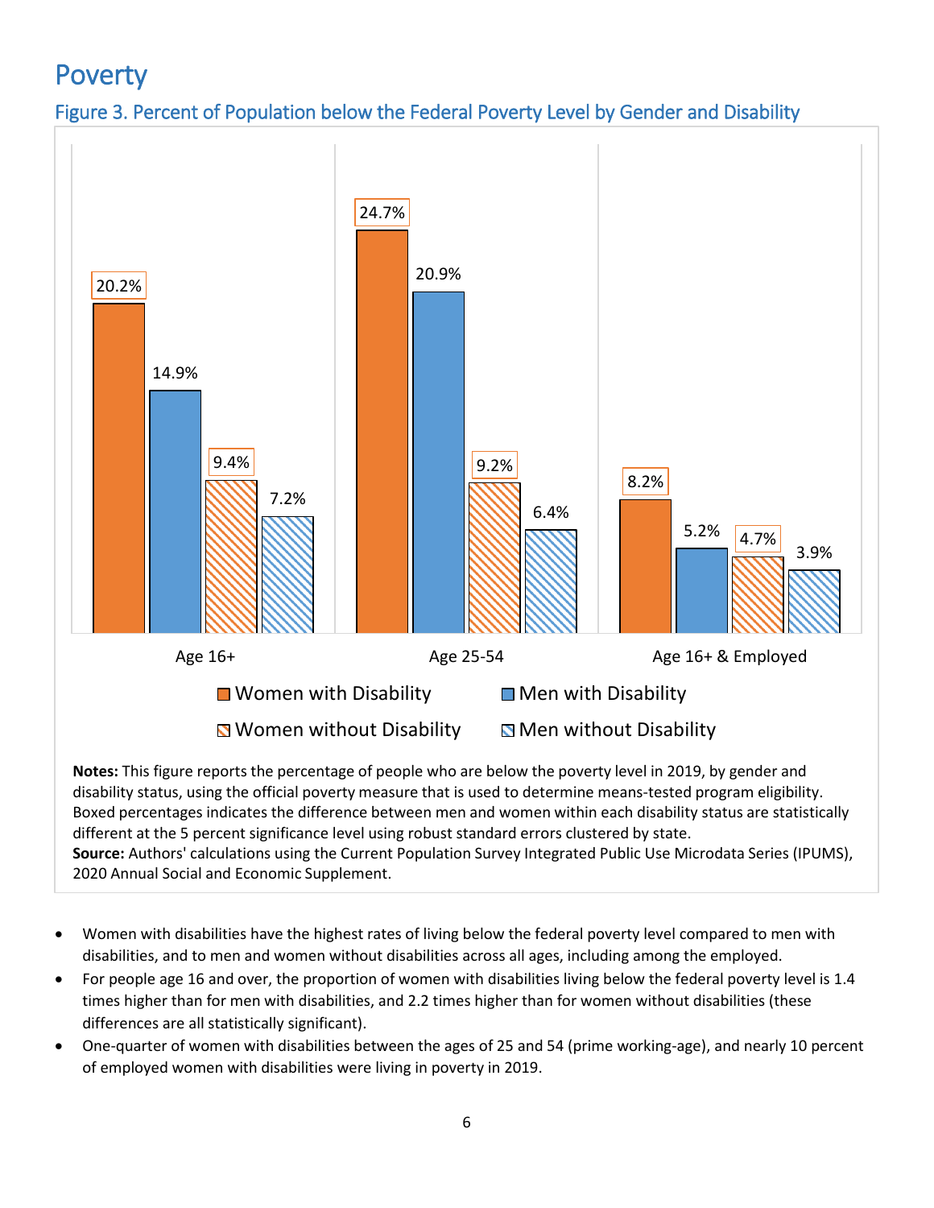# Poverty

## Figure 3. Percent of Population below the Federal Poverty Level by Gender and Disability

| | Women with Disability | Men with Disability | Women without Disability | Men without Disability |
|---|---|---|---|---|
| Age 16+ | 20.2% | 14.9% | 9.4% | 7.2% |
| Age 25-54 | 24.7% | 20.9% | 9.2% | 6.4% |
| Age 16+ & Employed | 8.2% | 5.2% | 4.7% | 3.9% |

**Notes:** This figure reports the percentage of people who are below the poverty level in 2019, by gender and disability status, using the official poverty measure that is used to determine means-tested program eligibility. Boxed percentages indicates the difference between men and women within each disability status are statistically different at the 5 percent significance level using robust standard errors clustered by state.
**Source:** Authors' calculations using the Current Population Survey Integrated Public Use Microdata Series (IPUMS), 2020 Annual Social and Economic Supplement.

- Women with disabilities have the highest rates of living below the federal poverty level compared to men with disabilities, and to men and women without disabilities across all ages, including among the employed.
- For people age 16 and over, the proportion of women with disabilities living below the federal poverty level is 1.4 times higher than for men with disabilities, and 2.2 times higher than for women without disabilities (these differences are all statistically significant).
- One-quarter of women with disabilities between the ages of 25 and 54 (prime working-age), and nearly 10 percent of employed women with disabilities were living in poverty in 2019.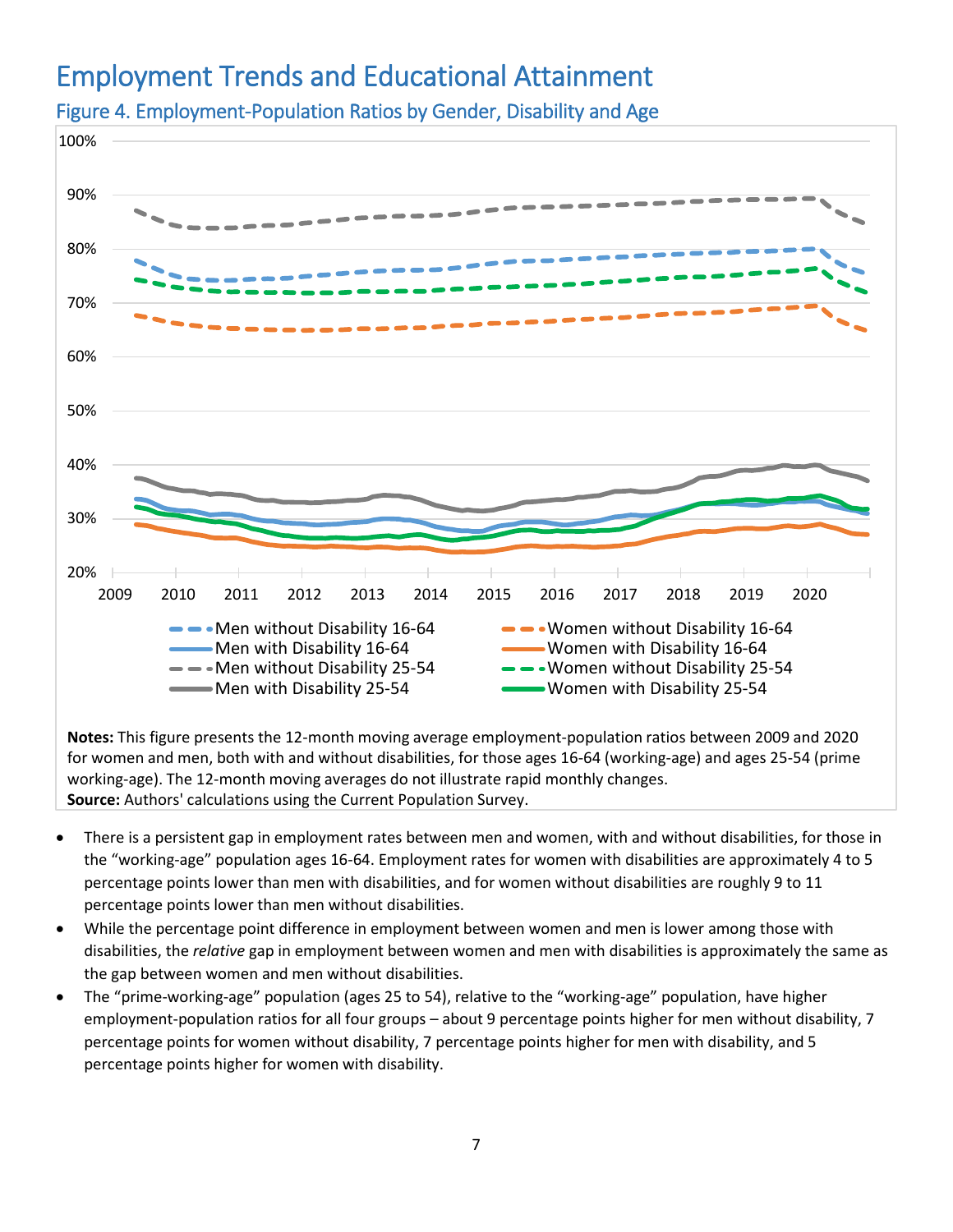# Employment Trends and Educational Attainment

## Figure 4. Employment-Population Ratios by Gender, Disability and Age

**Notes:** This figure presents the 12-month moving average employment-population ratios between 2009 and 2020 for women and men, both with and without disabilities, for those ages 16-64 (working-age) and ages 25-54 (prime working-age). The 12-month moving averages do not illustrate rapid monthly changes.
**Source:** Authors' calculations using the Current Population Survey.

- There is a persistent gap in employment rates between men and women, with and without disabilities, for those in the "working-age" population ages 16-64. Employment rates for women with disabilities are approximately 4 to 5 percentage points lower than men with disabilities, and for women without disabilities are roughly 9 to 11 percentage points lower than men without disabilities.
- While the percentage point difference in employment between women and men is lower among those with disabilities, the *relative* gap in employment between women and men with disabilities is approximately the same as the gap between women and men without disabilities.
- The "prime-working-age" population (ages 25 to 54), relative to the "working-age" population, have higher employment-population ratios for all four groups – about 9 percentage points higher for men without disability, 7 percentage points for women without disability, 7 percentage points higher for men with disability, and 5 percentage points higher for women with disability.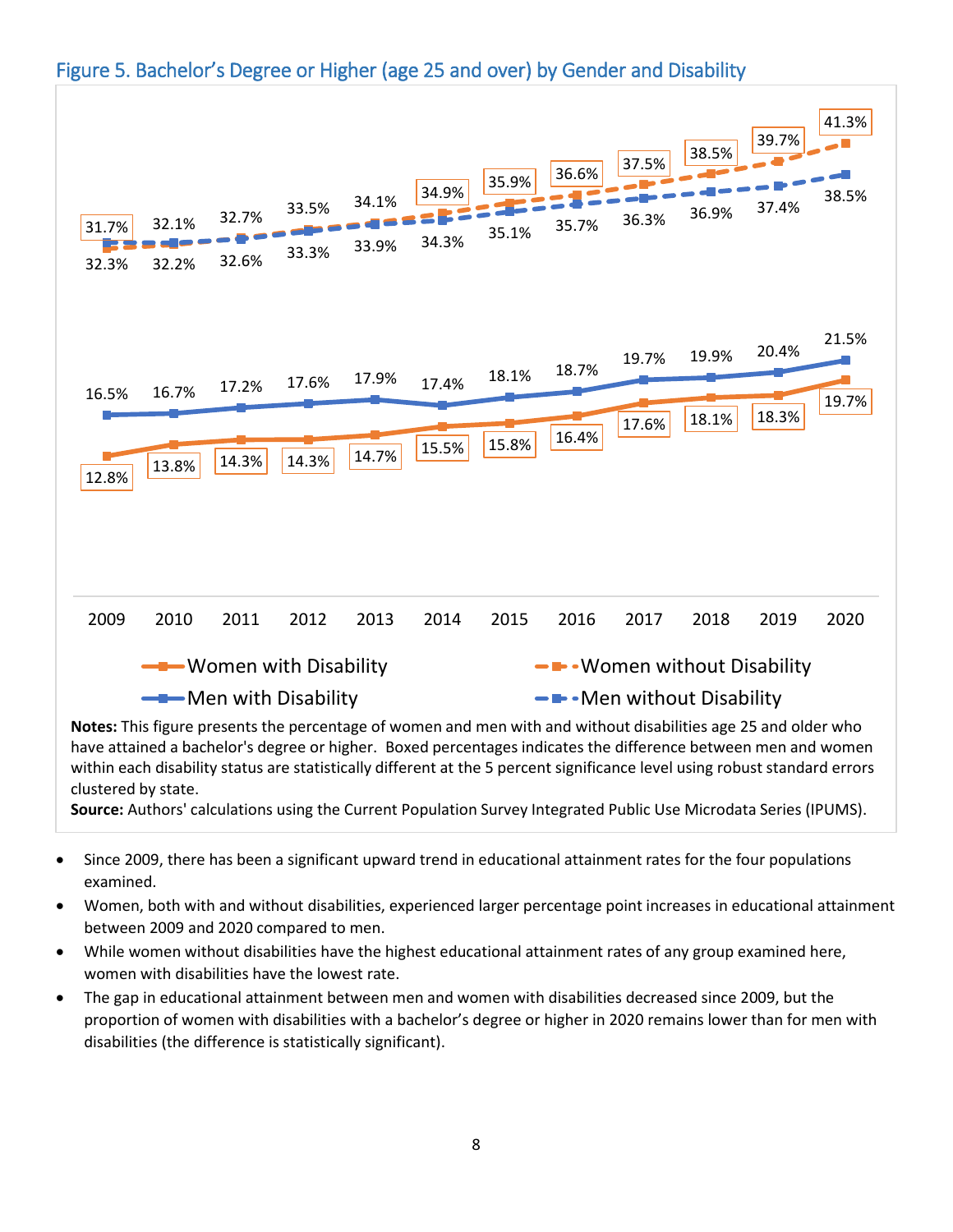## Figure 5. Bachelor's Degree or Higher (age 25 and over) by Gender and Disability

| Year | Women with Disability | Men with Disability | Women without Disability | Men without Disability |
|---|---|---|---|---|
| 2009 | 12.8% | 16.5% | 31.7% | 32.3% |
| 2010 | 13.8% | 16.7% | 32.1% | 32.2% |
| 2011 | 14.3% | 17.2% | 32.7% | 32.6% |
| 2012 | 14.3% | 17.6% | 33.5% | 33.3% |
| 2013 | 14.7% | 17.9% | 34.1% | 33.9% |
| 2014 | 15.5% | 17.4% | 34.9% | 34.3% |
| 2015 | 15.8% | 18.1% | 35.9% | 35.1% |
| 2016 | 16.4% | 18.7% | 36.6% | 35.7% |
| 2017 | 17.6% | 19.7% | 37.5% | 36.3% |
| 2018 | 18.1% | 19.9% | 38.5% | 36.9% |
| 2019 | 18.3% | 20.4% | 39.7% | 37.4% |
| 2020 | 19.7% | 21.5% | 41.3% | 38.5% |

**Notes:** This figure presents the percentage of women and men with and without disabilities age 25 and older who have attained a bachelor's degree or higher. Boxed percentages indicates the difference between men and women within each disability status are statistically different at the 5 percent significance level using robust standard errors clustered by state.

**Source:** Authors' calculations using the Current Population Survey Integrated Public Use Microdata Series (IPUMS).

- Since 2009, there has been a significant upward trend in educational attainment rates for the four populations examined.
- Women, both with and without disabilities, experienced larger percentage point increases in educational attainment between 2009 and 2020 compared to men.
- While women without disabilities have the highest educational attainment rates of any group examined here, women with disabilities have the lowest rate.
- The gap in educational attainment between men and women with disabilities decreased since 2009, but the proportion of women with disabilities with a bachelor's degree or higher in 2020 remains lower than for men with disabilities (the difference is statistically significant).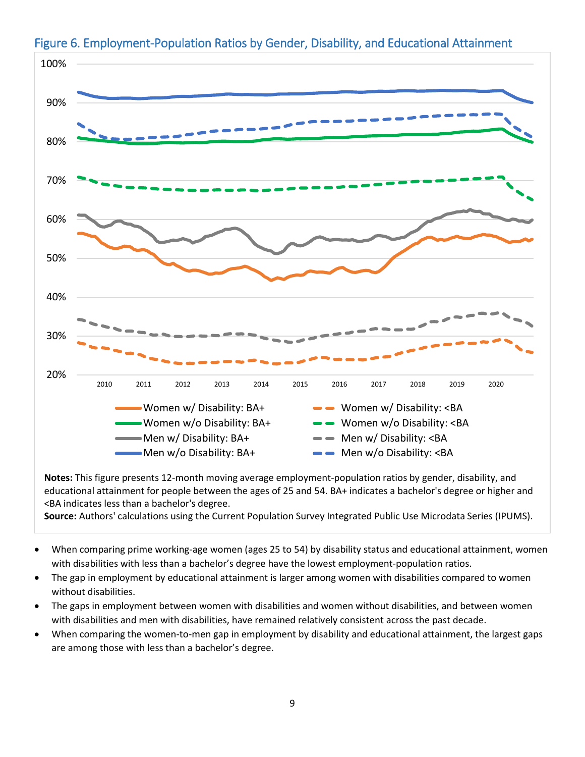## Figure 6. Employment-Population Ratios by Gender, Disability, and Educational Attainment

**Notes:** This figure presents 12-month moving average employment-population ratios by gender, disability, and educational attainment for people between the ages of 25 and 54. BA+ indicates a bachelor's degree or higher and <BA indicates less than a bachelor's degree.
**Source:** Authors' calculations using the Current Population Survey Integrated Public Use Microdata Series (IPUMS).

- When comparing prime working-age women (ages 25 to 54) by disability status and educational attainment, women with disabilities with less than a bachelor's degree have the lowest employment-population ratios.
- The gap in employment by educational attainment is larger among women with disabilities compared to women without disabilities.
- The gaps in employment between women with disabilities and women without disabilities, and between women with disabilities and men with disabilities, have remained relatively consistent across the past decade.
- When comparing the women-to-men gap in employment by disability and educational attainment, the largest gaps are among those with less than a bachelor's degree.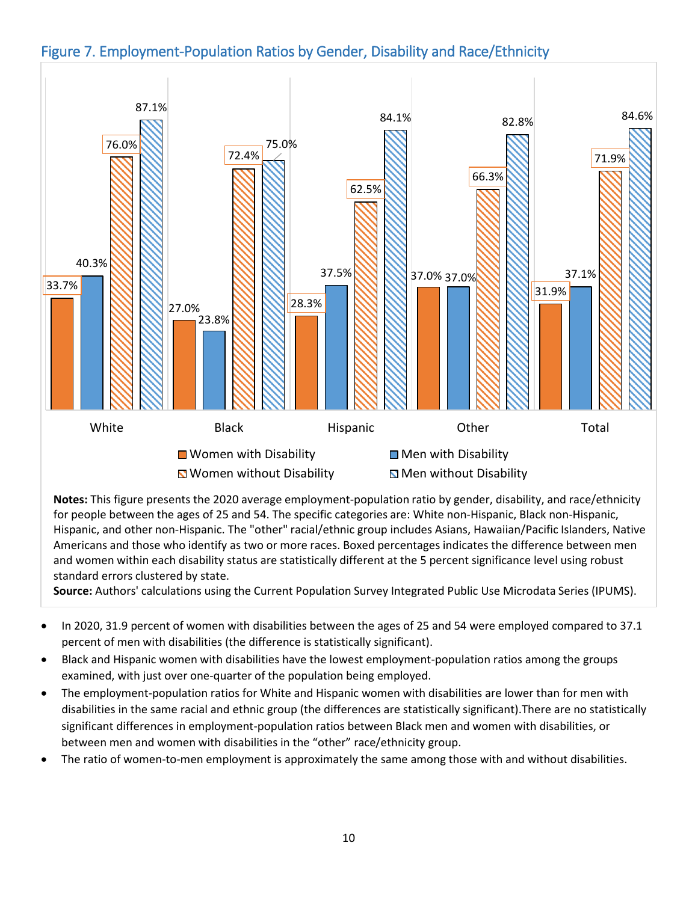## Figure 7. Employment-Population Ratios by Gender, Disability and Race/Ethnicity

| | Women with Disability | Men with Disability | Women without Disability | Men without Disability |
|---|---|---|---|---|
| White | 33.7% | 40.3% | 76.0% | 87.1% |
| Black | 27.0% | 23.8% | 72.4% | 75.0% |
| Hispanic | 28.3% | 37.5% | 62.5% | 84.1% |
| Other | 37.0% | 37.0% | 66.3% | 82.8% |
| Total | 31.9% | 37.1% | 71.9% | 84.6% |

**Notes:** This figure presents the 2020 average employment-population ratio by gender, disability, and race/ethnicity for people between the ages of 25 and 54. The specific categories are: White non-Hispanic, Black non-Hispanic, Hispanic, and other non-Hispanic. The "other" racial/ethnic group includes Asians, Hawaiian/Pacific Islanders, Native Americans and those who identify as two or more races. Boxed percentages indicates the difference between men and women within each disability status are statistically different at the 5 percent significance level using robust standard errors clustered by state.
**Source:** Authors' calculations using the Current Population Survey Integrated Public Use Microdata Series (IPUMS).

- In 2020, 31.9 percent of women with disabilities between the ages of 25 and 54 were employed compared to 37.1 percent of men with disabilities (the difference is statistically significant).
- Black and Hispanic women with disabilities have the lowest employment-population ratios among the groups examined, with just over one-quarter of the population being employed.
- The employment-population ratios for White and Hispanic women with disabilities are lower than for men with disabilities in the same racial and ethnic group (the differences are statistically significant).There are no statistically significant differences in employment-population ratios between Black men and women with disabilities, or between men and women with disabilities in the "other" race/ethnicity group.
- The ratio of women-to-men employment is approximately the same among those with and without disabilities.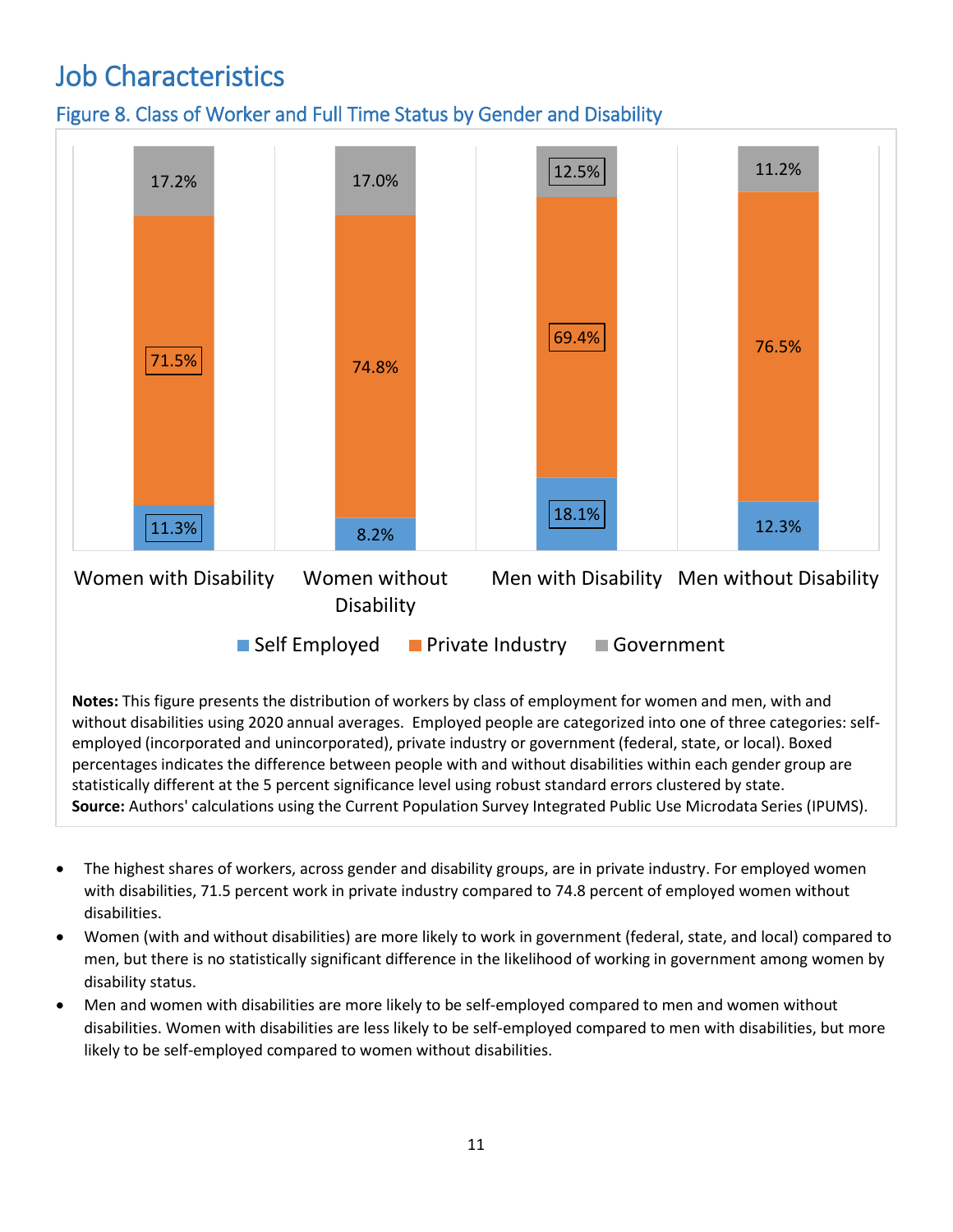# Job Characteristics

## Figure 8. Class of Worker and Full Time Status by Gender and Disability

| | Women with Disability | Women without Disability | Men with Disability | Men without Disability |
|---|---|---|---|---|
| Self Employed | 11.3% | 8.2% | 18.1% | 12.3% |
| Private Industry | 71.5% | 74.8% | 69.4% | 76.5% |
| Government | 17.2% | 17.0% | 12.5% | 11.2% |

**Notes:** This figure presents the distribution of workers by class of employment for women and men, with and without disabilities using 2020 annual averages. Employed people are categorized into one of three categories: self-employed (incorporated and unincorporated), private industry or government (federal, state, or local). Boxed percentages indicates the difference between people with and without disabilities within each gender group are statistically different at the 5 percent significance level using robust standard errors clustered by state.
**Source:** Authors' calculations using the Current Population Survey Integrated Public Use Microdata Series (IPUMS).

- The highest shares of workers, across gender and disability groups, are in private industry. For employed women with disabilities, 71.5 percent work in private industry compared to 74.8 percent of employed women without disabilities.
- Women (with and without disabilities) are more likely to work in government (federal, state, and local) compared to men, but there is no statistically significant difference in the likelihood of working in government among women by disability status.
- Men and women with disabilities are more likely to be self-employed compared to men and women without disabilities. Women with disabilities are less likely to be self-employed compared to men with disabilities, but more likely to be self-employed compared to women without disabilities.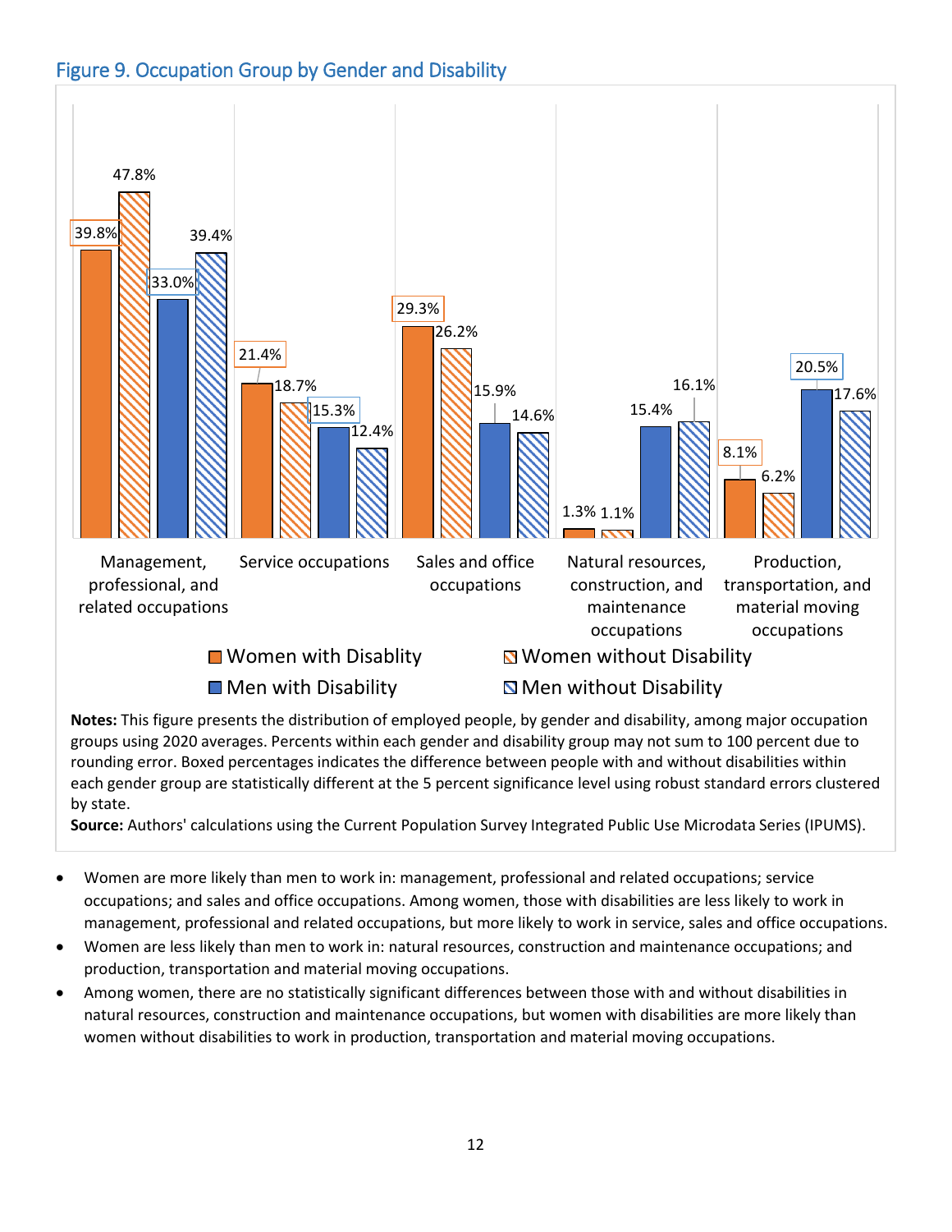## Figure 9. Occupation Group by Gender and Disability

| Occupation group | Women with Disablity | Women without Disability | Men with Disability | Men without Disability |
|---|---|---|---|---|
| Management, professional, and related occupations | 39.8% | 47.8% | 33.0% | 39.4% |
| Service occupations | 21.4% | 18.7% | 15.3% | 12.4% |
| Sales and office occupations | 29.3% | 26.2% | 15.9% | 14.6% |
| Natural resources, construction, and maintenance occupations | 1.3% | 1.1% | 15.4% | 16.1% |
| Production, transportation, and material moving occupations | 8.1% | 6.2% | 20.5% | 17.6% |

**Notes:** This figure presents the distribution of employed people, by gender and disability, among major occupation groups using 2020 averages. Percents within each gender and disability group may not sum to 100 percent due to rounding error. Boxed percentages indicates the difference between people with and without disabilities within each gender group are statistically different at the 5 percent significance level using robust standard errors clustered by state.

**Source:** Authors' calculations using the Current Population Survey Integrated Public Use Microdata Series (IPUMS).

- Women are more likely than men to work in: management, professional and related occupations; service occupations; and sales and office occupations. Among women, those with disabilities are less likely to work in management, professional and related occupations, but more likely to work in service, sales and office occupations.
- Women are less likely than men to work in: natural resources, construction and maintenance occupations; and production, transportation and material moving occupations.
- Among women, there are no statistically significant differences between those with and without disabilities in natural resources, construction and maintenance occupations, but women with disabilities are more likely than women without disabilities to work in production, transportation and material moving occupations.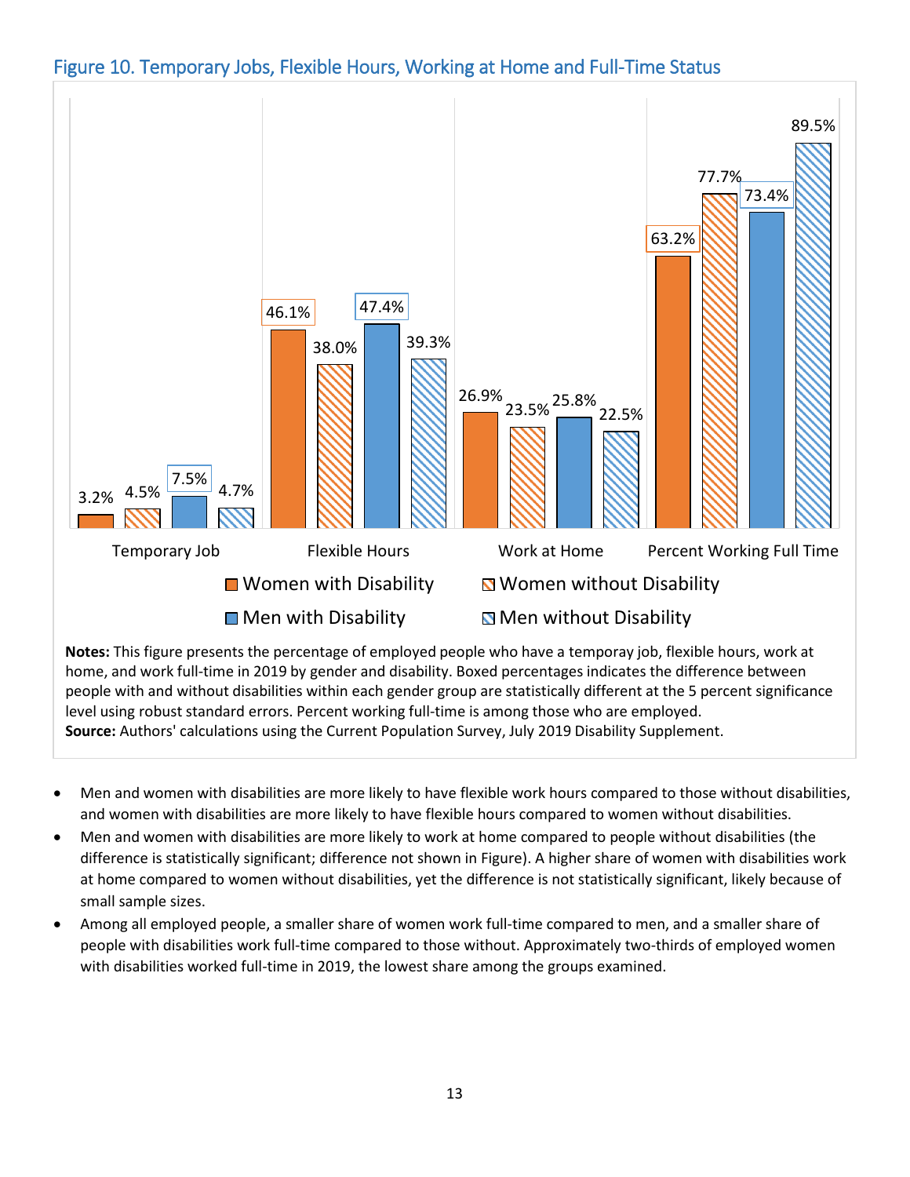### Figure 10. Temporary Jobs, Flexible Hours, Working at Home and Full-Time Status

| | Women with Disability | Women without Disability | Men with Disability | Men without Disability |
|---|---|---|---|---|
| Temporary Job | 3.2% | 4.5% | 7.5% | 4.7% |
| Flexible Hours | 46.1% | 38.0% | 47.4% | 39.3% |
| Work at Home | 26.9% | 23.5% | 25.8% | 22.5% |
| Percent Working Full Time | 63.2% | 77.7% | 73.4% | 89.5% |

**Notes:** This figure presents the percentage of employed people who have a temporay job, flexible hours, work at home, and work full-time in 2019 by gender and disability. Boxed percentages indicates the difference between people with and without disabilities within each gender group are statistically different at the 5 percent significance level using robust standard errors. Percent working full-time is among those who are employed.
**Source:** Authors' calculations using the Current Population Survey, July 2019 Disability Supplement.

- Men and women with disabilities are more likely to have flexible work hours compared to those without disabilities, and women with disabilities are more likely to have flexible hours compared to women without disabilities.
- Men and women with disabilities are more likely to work at home compared to people without disabilities (the difference is statistically significant; difference not shown in Figure). A higher share of women with disabilities work at home compared to women without disabilities, yet the difference is not statistically significant, likely because of small sample sizes.
- Among all employed people, a smaller share of women work full-time compared to men, and a smaller share of people with disabilities work full-time compared to those without. Approximately two-thirds of employed women with disabilities worked full-time in 2019, the lowest share among the groups examined.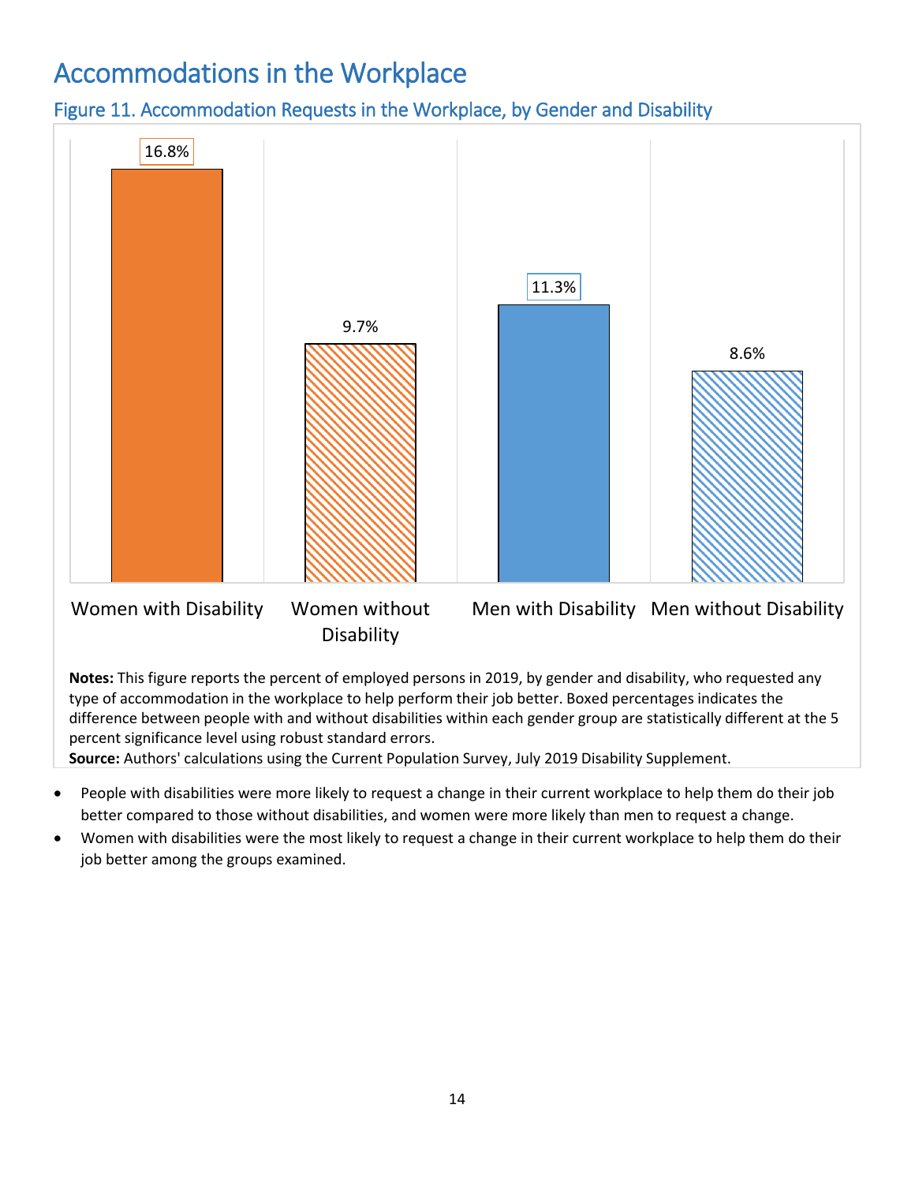# Accommodations in the Workplace

## Figure 11. Accommodation Requests in the Workplace, by Gender and Disability

| Group | Percent |
|---|---|
| Women with Disability | 16.8% |
| Women without Disability | 9.7% |
| Men with Disability | 11.3% |
| Men without Disability | 8.6% |

**Notes:** This figure reports the percent of employed persons in 2019, by gender and disability, who requested any type of accommodation in the workplace to help perform their job better. Boxed percentages indicates the difference between people with and without disabilities within each gender group are statistically different at the 5 percent significance level using robust standard errors.
**Source:** Authors' calculations using the Current Population Survey, July 2019 Disability Supplement.

- People with disabilities were more likely to request a change in their current workplace to help them do their job better compared to those without disabilities, and women were more likely than men to request a change.
- Women with disabilities were the most likely to request a change in their current workplace to help them do their job better among the groups examined.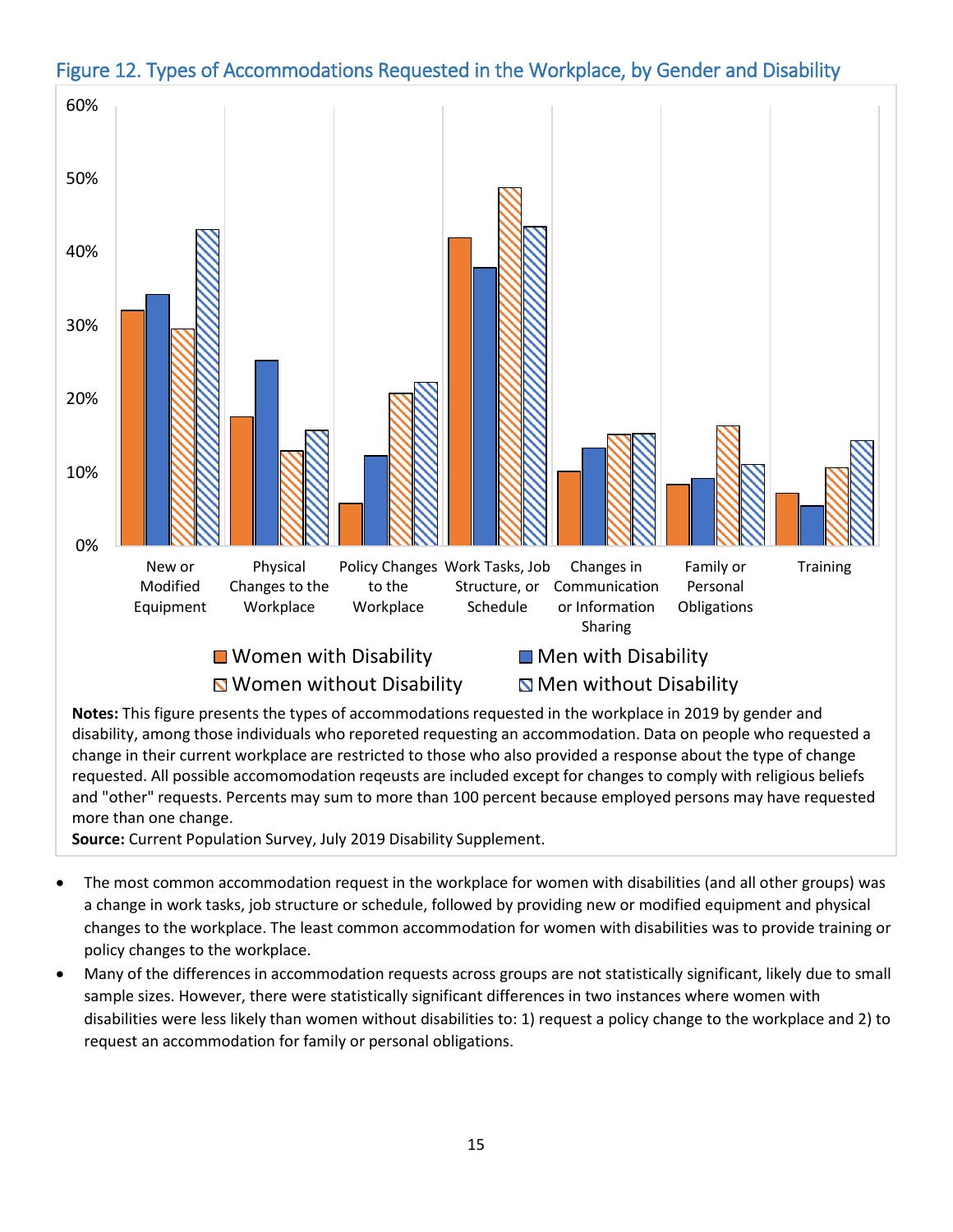### Figure 12. Types of Accommodations Requested in the Workplace, by Gender and Disability

**Notes:** This figure presents the types of accommodations requested in the workplace in 2019 by gender and disability, among those individuals who reporeted requesting an accommodation. Data on people who requested a change in their current workplace are restricted to those who also provided a response about the type of change requested. All possible accomomodation reqeusts are included except for changes to comply with religious beliefs and "other" requests. Percents may sum to more than 100 percent because employed persons may have requested more than one change.

**Source:** Current Population Survey, July 2019 Disability Supplement.

- The most common accommodation request in the workplace for women with disabilities (and all other groups) was a change in work tasks, job structure or schedule, followed by providing new or modified equipment and physical changes to the workplace. The least common accommodation for women with disabilities was to provide training or policy changes to the workplace.
- Many of the differences in accommodation requests across groups are not statistically significant, likely due to small sample sizes. However, there were statistically significant differences in two instances where women with disabilities were less likely than women without disabilities to: 1) request a policy change to the workplace and 2) to request an accommodation for family or personal obligations.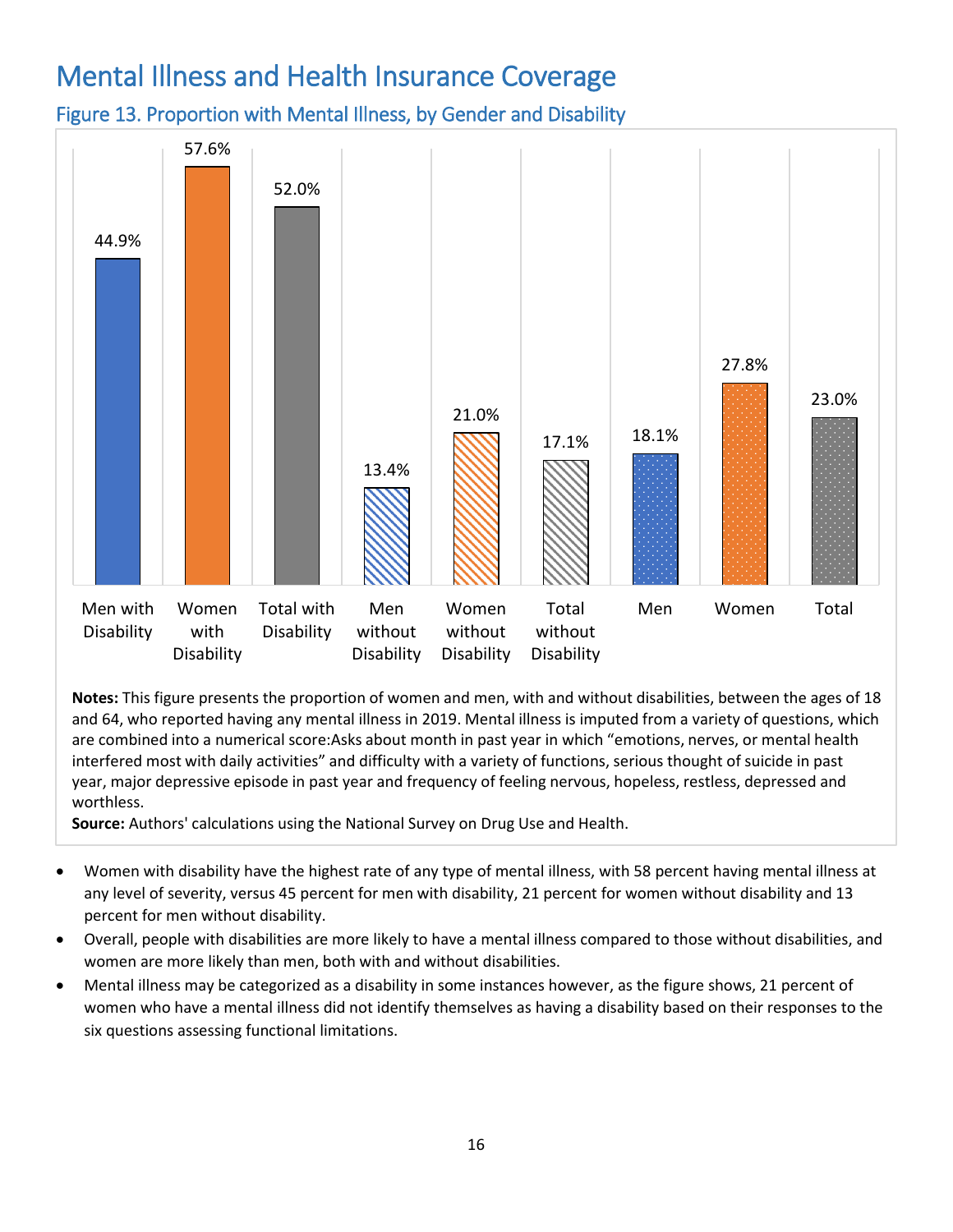# Mental Illness and Health Insurance Coverage

## Figure 13. Proportion with Mental Illness, by Gender and Disability

| Group | Proportion with Mental Illness |
|---|---|
| Men with Disability | 44.9% |
| Women with Disability | 57.6% |
| Total with Disability | 52.0% |
| Men without Disability | 13.4% |
| Women without Disability | 21.0% |
| Total without Disability | 17.1% |
| Men | 18.1% |
| Women | 27.8% |
| Total | 23.0% |

**Notes:** This figure presents the proportion of women and men, with and without disabilities, between the ages of 18 and 64, who reported having any mental illness in 2019. Mental illness is imputed from a variety of questions, which are combined into a numerical score:Asks about month in past year in which "emotions, nerves, or mental health interfered most with daily activities" and difficulty with a variety of functions, serious thought of suicide in past year, major depressive episode in past year and frequency of feeling nervous, hopeless, restless, depressed and worthless.
**Source:** Authors' calculations using the National Survey on Drug Use and Health.

- Women with disability have the highest rate of any type of mental illness, with 58 percent having mental illness at any level of severity, versus 45 percent for men with disability, 21 percent for women without disability and 13 percent for men without disability.
- Overall, people with disabilities are more likely to have a mental illness compared to those without disabilities, and women are more likely than men, both with and without disabilities.
- Mental illness may be categorized as a disability in some instances however, as the figure shows, 21 percent of women who have a mental illness did not identify themselves as having a disability based on their responses to the six questions assessing functional limitations.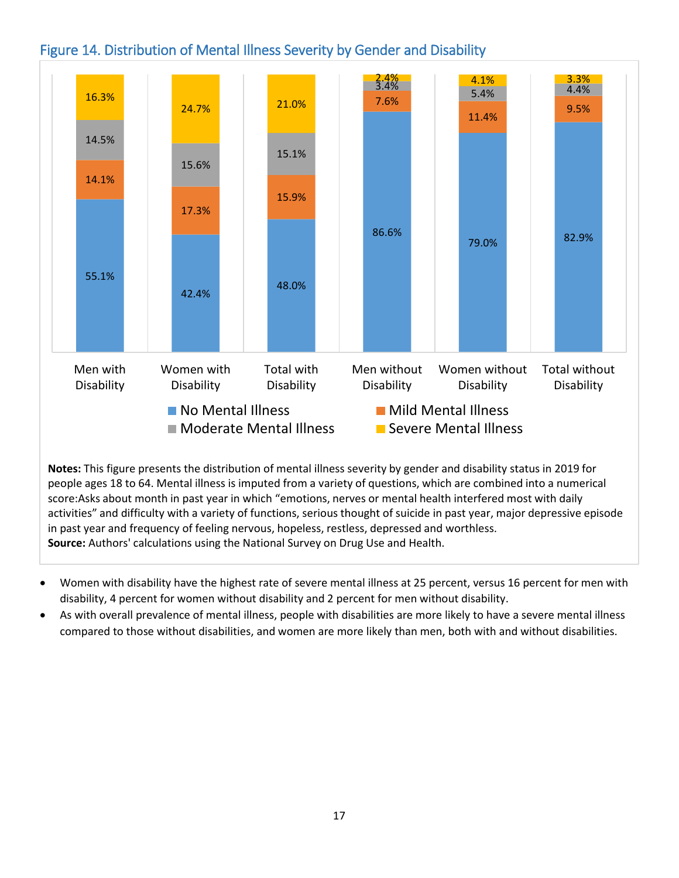### Figure 14. Distribution of Mental Illness Severity by Gender and Disability

| | Men with Disability | Women with Disability | Total with Disability | Men without Disability | Women without Disability | Total without Disability |
|---|---|---|---|---|---|---|
| No Mental Illness | 55.1% | 42.4% | 48.0% | 86.6% | 79.0% | 82.9% |
| Mild Mental Illness | 14.1% | 17.3% | 15.9% | 7.6% | 11.4% | 9.5% |
| Moderate Mental Illness | 14.5% | 15.6% | 15.1% | 3.4% | 5.4% | 4.4% |
| Severe Mental Illness | 16.3% | 24.7% | 21.0% | 2.4% | 4.1% | 3.3% |

**Notes:** This figure presents the distribution of mental illness severity by gender and disability status in 2019 for people ages 18 to 64. Mental illness is imputed from a variety of questions, which are combined into a numerical score:Asks about month in past year in which "emotions, nerves or mental health interfered most with daily activities" and difficulty with a variety of functions, serious thought of suicide in past year, major depressive episode in past year and frequency of feeling nervous, hopeless, restless, depressed and worthless.
**Source:** Authors' calculations using the National Survey on Drug Use and Health.

- Women with disability have the highest rate of severe mental illness at 25 percent, versus 16 percent for men with disability, 4 percent for women without disability and 2 percent for men without disability.
- As with overall prevalence of mental illness, people with disabilities are more likely to have a severe mental illness compared to those without disabilities, and women are more likely than men, both with and without disabilities.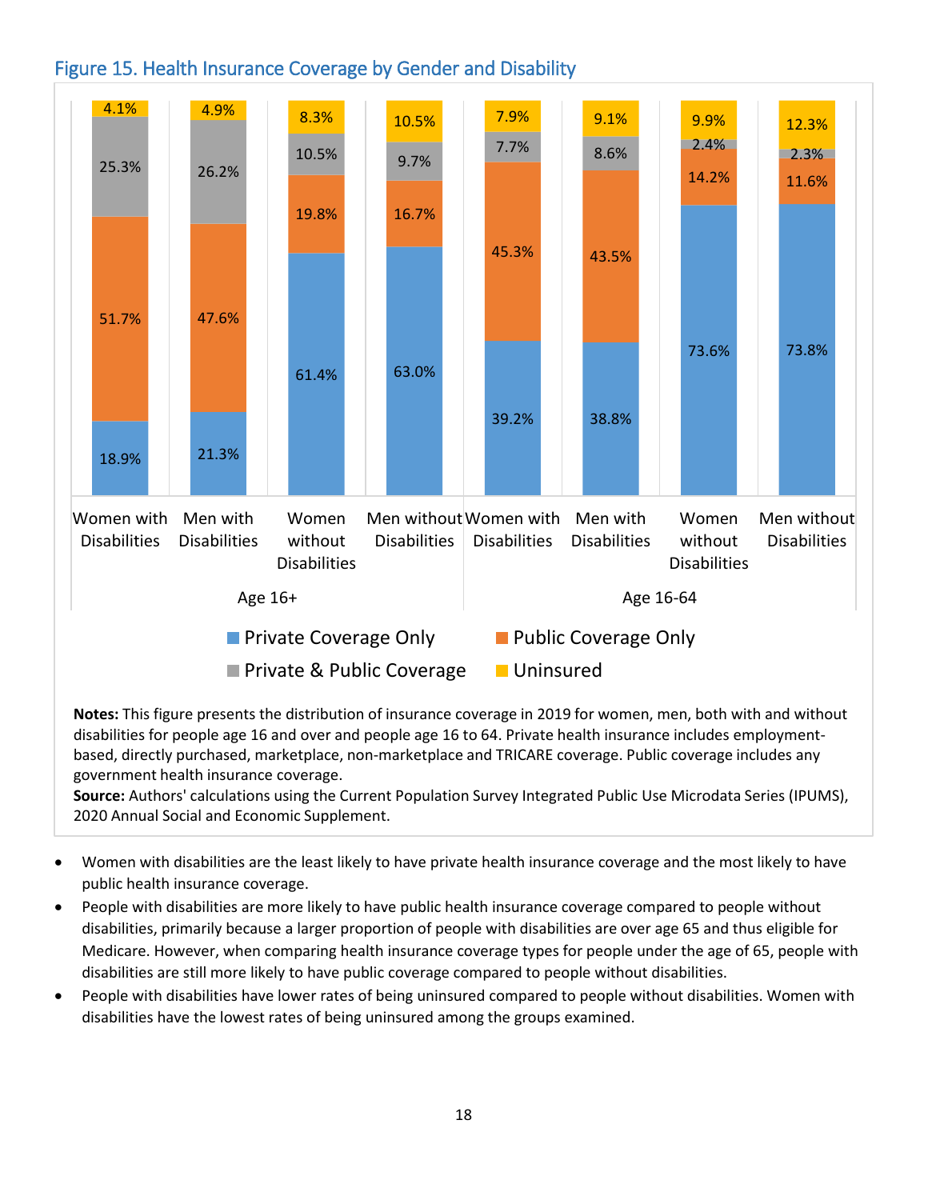## Figure 15. Health Insurance Coverage by Gender and Disability

| | Age 16+ | | | | Age 16-64 | | | |
|---|---|---|---|---|---|---|---|---|
| | Women with Disabilities | Men with Disabilities | Women without Disabilities | Men without Disabilities | Women with Disabilities | Men with Disabilities | Women without Disabilities | Men without Disabilities |
| Private Coverage Only | 18.9% | 21.3% | 61.4% | 63.0% | 39.2% | 38.8% | 73.6% | 73.8% |
| Public Coverage Only | 51.7% | 47.6% | 19.8% | 16.7% | 45.3% | 43.5% | 14.2% | 11.6% |
| Private & Public Coverage | 25.3% | 26.2% | 10.5% | 9.7% | 7.7% | 8.6% | 2.4% | 2.3% |
| Uninsured | 4.1% | 4.9% | 8.3% | 10.5% | 7.9% | 9.1% | 9.9% | 12.3% |

**Notes:** This figure presents the distribution of insurance coverage in 2019 for women, men, both with and without disabilities for people age 16 and over and people age 16 to 64. Private health insurance includes employment-based, directly purchased, marketplace, non-marketplace and TRICARE coverage. Public coverage includes any government health insurance coverage.
**Source:** Authors' calculations using the Current Population Survey Integrated Public Use Microdata Series (IPUMS), 2020 Annual Social and Economic Supplement.

- Women with disabilities are the least likely to have private health insurance coverage and the most likely to have public health insurance coverage.
- People with disabilities are more likely to have public health insurance coverage compared to people without disabilities, primarily because a larger proportion of people with disabilities are over age 65 and thus eligible for Medicare. However, when comparing health insurance coverage types for people under the age of 65, people with disabilities are still more likely to have public coverage compared to people without disabilities.
- People with disabilities have lower rates of being uninsured compared to people without disabilities. Women with disabilities have the lowest rates of being uninsured among the groups examined.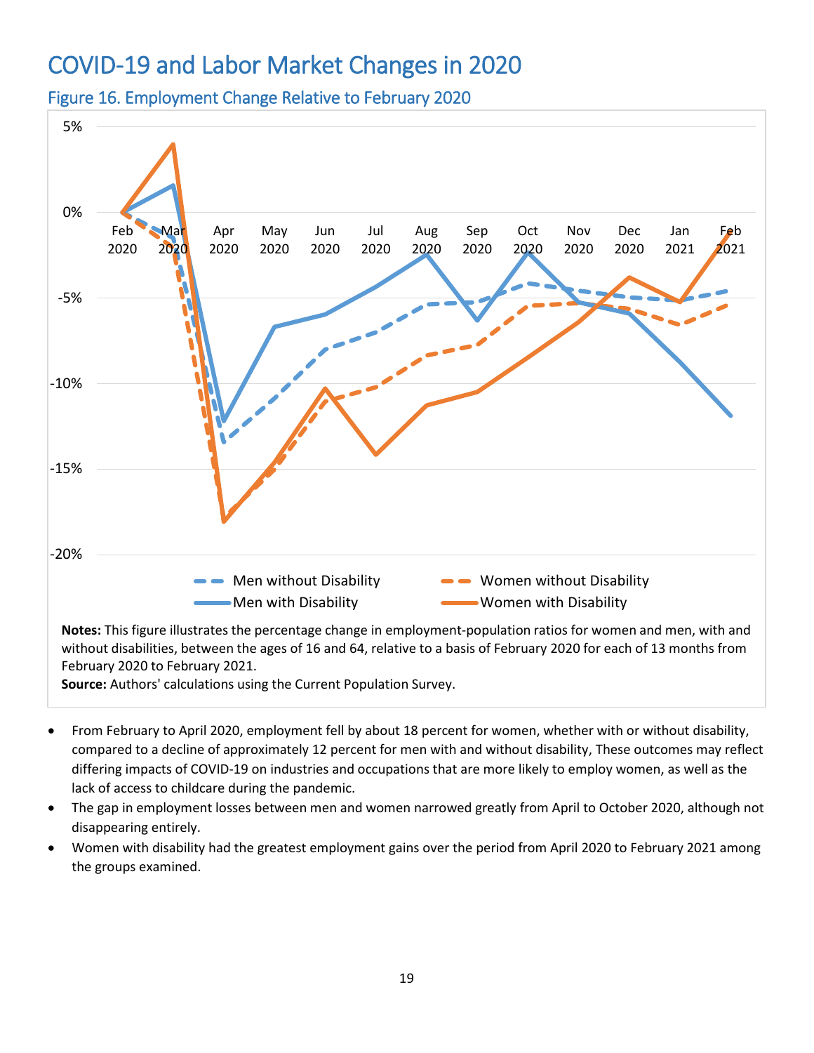# COVID-19 and Labor Market Changes in 2020

## Figure 16. Employment Change Relative to February 2020

**Notes:** This figure illustrates the percentage change in employment-population ratios for women and men, with and without disabilities, between the ages of 16 and 64, relative to a basis of February 2020 for each of 13 months from February 2020 to February 2021.

**Source:** Authors' calculations using the Current Population Survey.

- From February to April 2020, employment fell by about 18 percent for women, whether with or without disability, compared to a decline of approximately 12 percent for men with and without disability, These outcomes may reflect differing impacts of COVID-19 on industries and occupations that are more likely to employ women, as well as the lack of access to childcare during the pandemic.
- The gap in employment losses between men and women narrowed greatly from April to October 2020, although not disappearing entirely.
- Women with disability had the greatest employment gains over the period from April 2020 to February 2021 among the groups examined.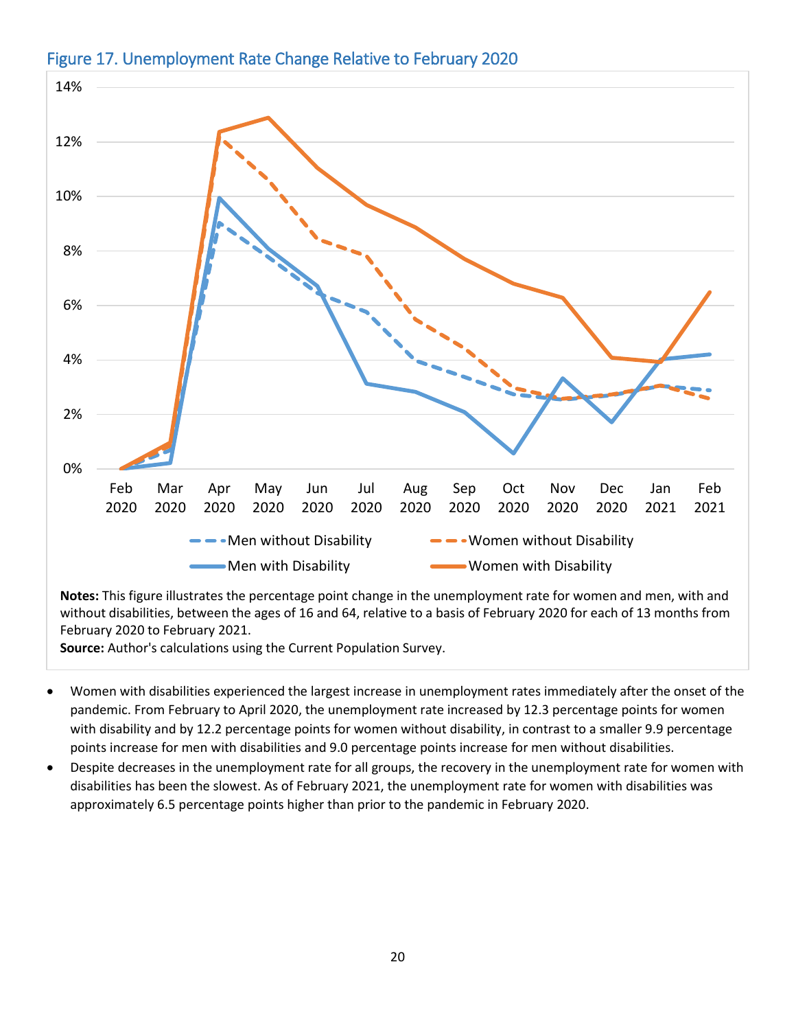## Figure 17. Unemployment Rate Change Relative to February 2020

**Notes:** This figure illustrates the percentage point change in the unemployment rate for women and men, with and without disabilities, between the ages of 16 and 64, relative to a basis of February 2020 for each of 13 months from February 2020 to February 2021.

**Source:** Author's calculations using the Current Population Survey.

- Women with disabilities experienced the largest increase in unemployment rates immediately after the onset of the pandemic. From February to April 2020, the unemployment rate increased by 12.3 percentage points for women with disability and by 12.2 percentage points for women without disability, in contrast to a smaller 9.9 percentage points increase for men with disabilities and 9.0 percentage points increase for men without disabilities.
- Despite decreases in the unemployment rate for all groups, the recovery in the unemployment rate for women with disabilities has been the slowest. As of February 2021, the unemployment rate for women with disabilities was approximately 6.5 percentage points higher than prior to the pandemic in February 2020.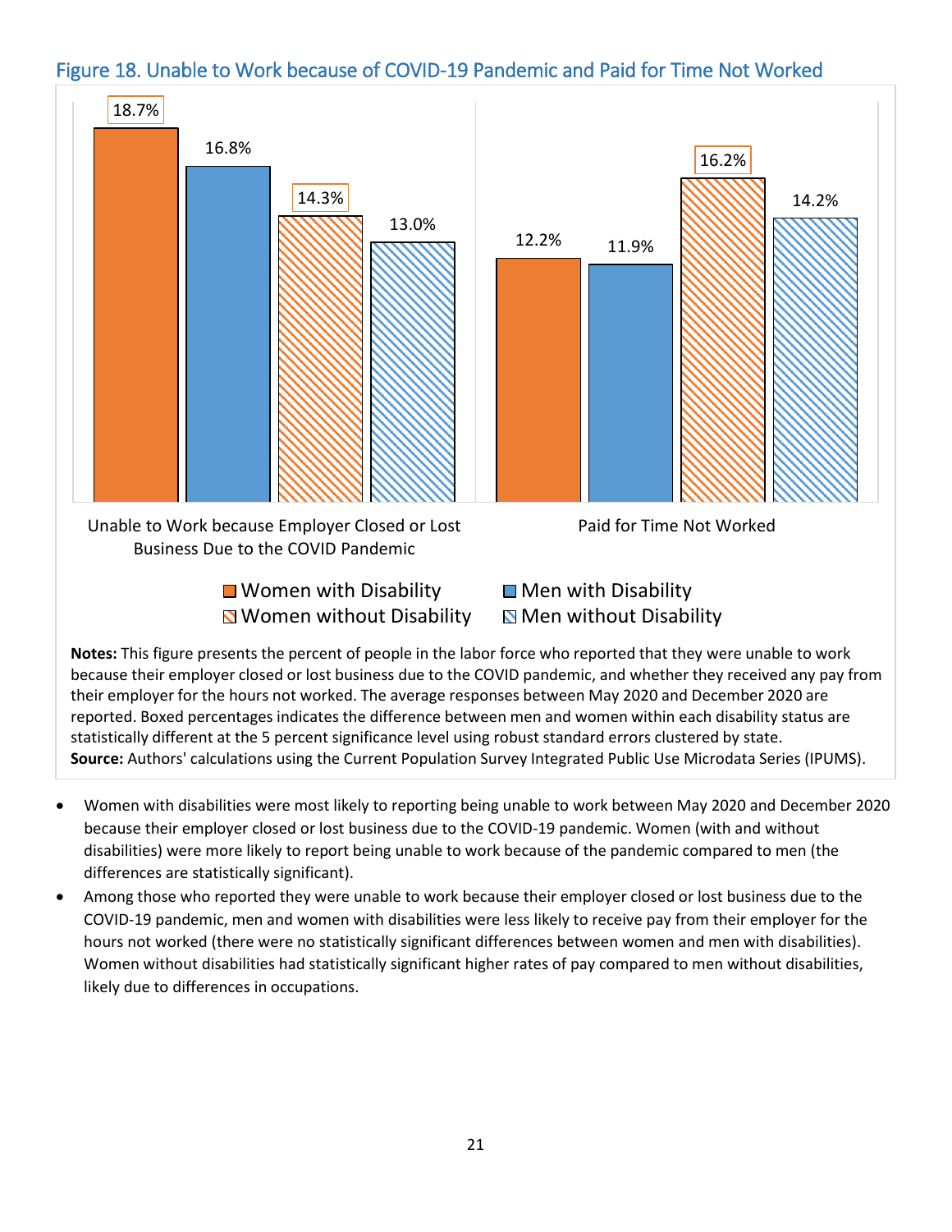## Figure 18. Unable to Work because of COVID-19 Pandemic and Paid for Time Not Worked

| | Women with Disability | Men with Disability | Women without Disability | Men without Disability |
|---|---|---|---|---|
| Unable to Work because Employer Closed or Lost Business Due to the COVID Pandemic | 18.7% | 16.8% | 14.3% | 13.0% |
| Paid for Time Not Worked | 12.2% | 11.9% | 16.2% | 14.2% |

**Notes:** This figure presents the percent of people in the labor force who reported that they were unable to work because their employer closed or lost business due to the COVID pandemic, and whether they received any pay from their employer for the hours not worked. The average responses between May 2020 and December 2020 are reported. Boxed percentages indicates the difference between men and women within each disability status are statistically different at the 5 percent significance level using robust standard errors clustered by state.
**Source:** Authors' calculations using the Current Population Survey Integrated Public Use Microdata Series (IPUMS).

- Women with disabilities were most likely to reporting being unable to work between May 2020 and December 2020 because their employer closed or lost business due to the COVID-19 pandemic. Women (with and without disabilities) were more likely to report being unable to work because of the pandemic compared to men (the differences are statistically significant).
- Among those who reported they were unable to work because their employer closed or lost business due to the COVID-19 pandemic, men and women with disabilities were less likely to receive pay from their employer for the hours not worked (there were no statistically significant differences between women and men with disabilities). Women without disabilities had statistically significant higher rates of pay compared to men without disabilities, likely due to differences in occupations.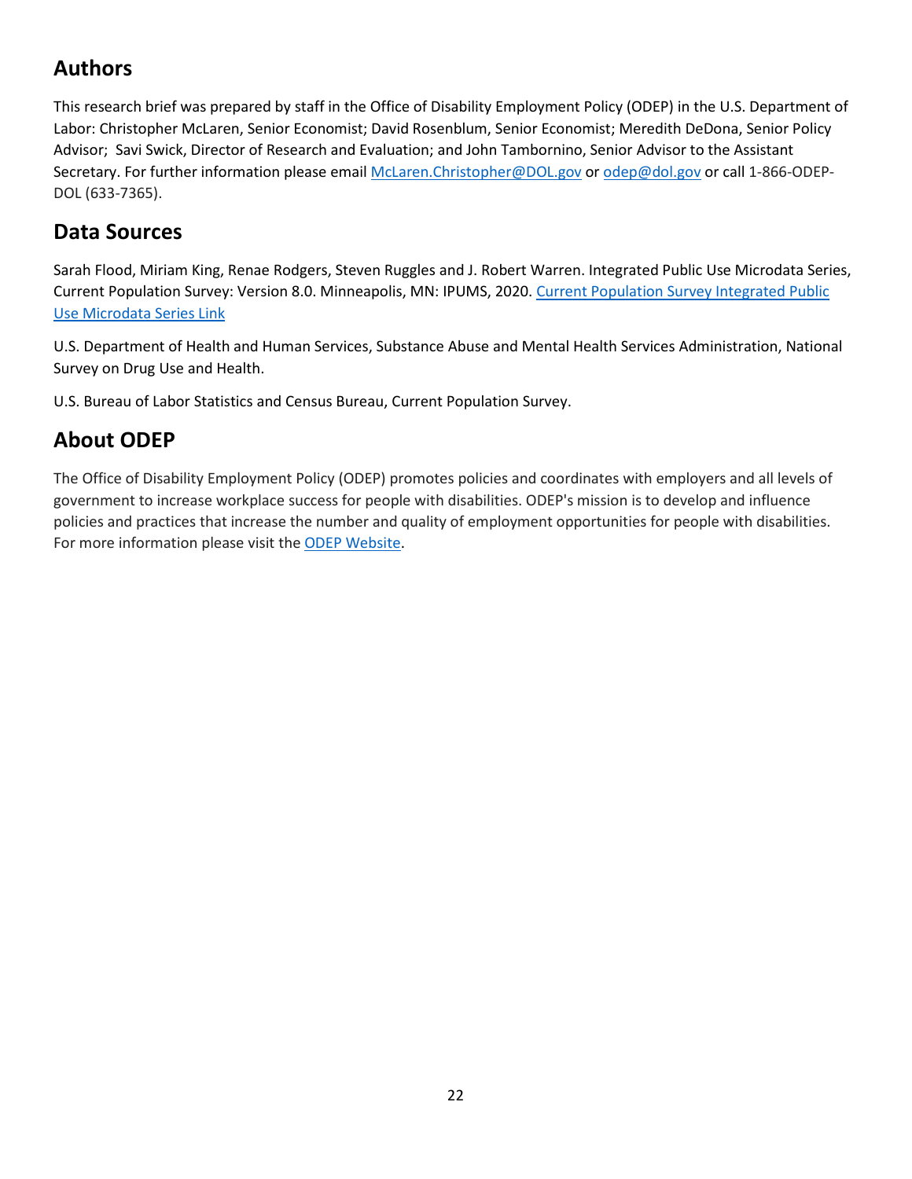## Authors

This research brief was prepared by staff in the Office of Disability Employment Policy (ODEP) in the U.S. Department of Labor: Christopher McLaren, Senior Economist; David Rosenblum, Senior Economist; Meredith DeDona, Senior Policy Advisor; Savi Swick, Director of Research and Evaluation; and John Tambornino, Senior Advisor to the Assistant Secretary. For further information please email McLaren.Christopher@DOL.gov or odep@dol.gov or call 1-866-ODEP-DOL (633-7365).

## Data Sources

Sarah Flood, Miriam King, Renae Rodgers, Steven Ruggles and J. Robert Warren. Integrated Public Use Microdata Series, Current Population Survey: Version 8.0. Minneapolis, MN: IPUMS, 2020. Current Population Survey Integrated Public Use Microdata Series Link

U.S. Department of Health and Human Services, Substance Abuse and Mental Health Services Administration, National Survey on Drug Use and Health.

U.S. Bureau of Labor Statistics and Census Bureau, Current Population Survey.

## About ODEP

The Office of Disability Employment Policy (ODEP) promotes policies and coordinates with employers and all levels of government to increase workplace success for people with disabilities. ODEP's mission is to develop and influence policies and practices that increase the number and quality of employment opportunities for people with disabilities. For more information please visit the ODEP Website.